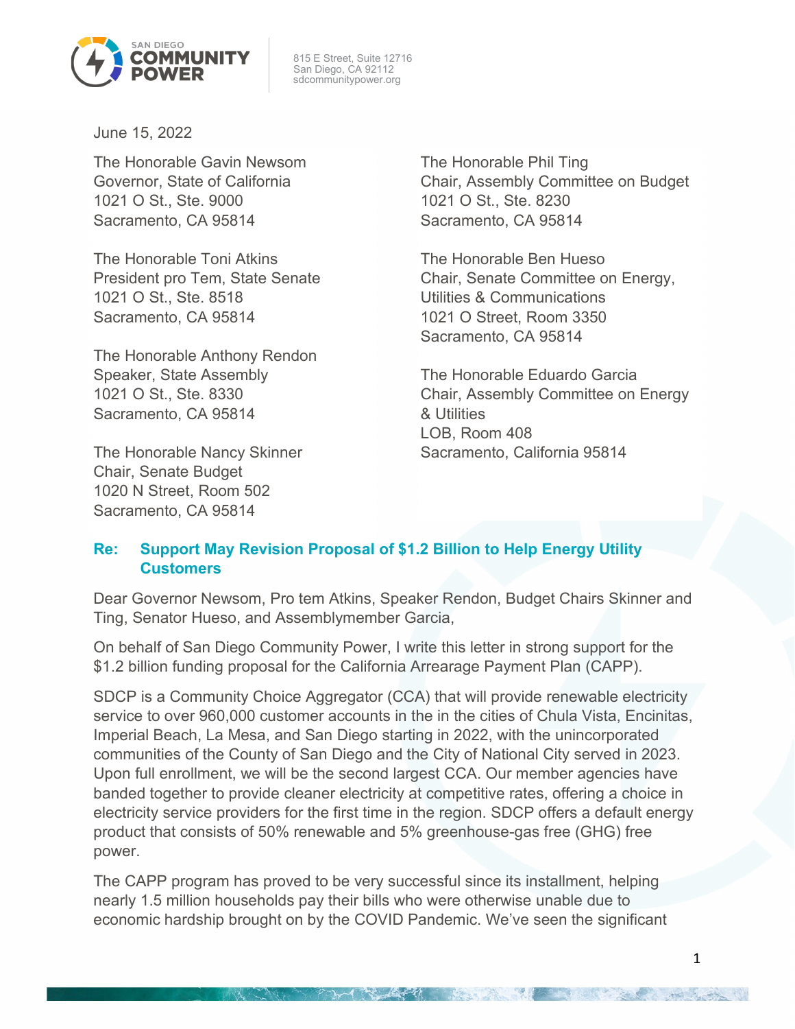SAN DIEGO COMMUNITY POWER

815 E Street, Suite 12716
San Diego, CA 92112
sdcommunitypower.org

June 15, 2022

The Honorable Gavin Newsom
Governor, State of California
1021 O St., Ste. 9000
Sacramento, CA 95814

The Honorable Toni Atkins
President pro Tem, State Senate
1021 O St., Ste. 8518
Sacramento, CA 95814

The Honorable Anthony Rendon
Speaker, State Assembly
1021 O St., Ste. 8330
Sacramento, CA 95814

The Honorable Nancy Skinner
Chair, Senate Budget
1020 N Street, Room 502
Sacramento, CA 95814

The Honorable Phil Ting
Chair, Assembly Committee on Budget
1021 O St., Ste. 8230
Sacramento, CA 95814

The Honorable Ben Hueso
Chair, Senate Committee on Energy, Utilities & Communications
1021 O Street, Room 3350
Sacramento, CA 95814

The Honorable Eduardo Garcia
Chair, Assembly Committee on Energy & Utilities
LOB, Room 408
Sacramento, California 95814

**Re: Support May Revision Proposal of $1.2 Billion to Help Energy Utility Customers**

Dear Governor Newsom, Pro tem Atkins, Speaker Rendon, Budget Chairs Skinner and Ting, Senator Hueso, and Assemblymember Garcia,

On behalf of San Diego Community Power, I write this letter in strong support for the $1.2 billion funding proposal for the California Arrearage Payment Plan (CAPP).

SDCP is a Community Choice Aggregator (CCA) that will provide renewable electricity service to over 960,000 customer accounts in the in the cities of Chula Vista, Encinitas, Imperial Beach, La Mesa, and San Diego starting in 2022, with the unincorporated communities of the County of San Diego and the City of National City served in 2023. Upon full enrollment, we will be the second largest CCA. Our member agencies have banded together to provide cleaner electricity at competitive rates, offering a choice in electricity service providers for the first time in the region. SDCP offers a default energy product that consists of 50% renewable and 5% greenhouse-gas free (GHG) free power.

The CAPP program has proved to be very successful since its installment, helping nearly 1.5 million households pay their bills who were otherwise unable due to economic hardship brought on by the COVID Pandemic. We've seen the significant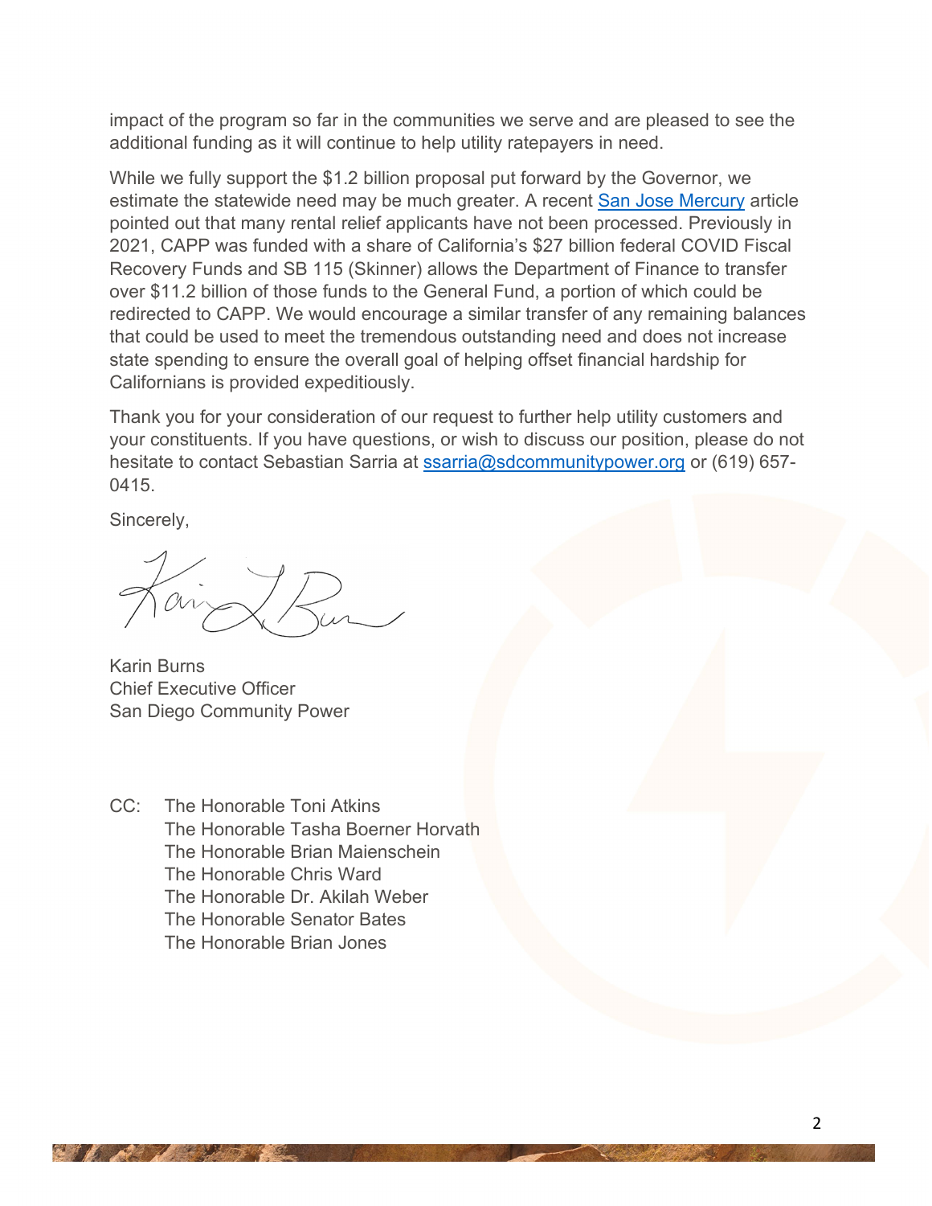impact of the program so far in the communities we serve and are pleased to see the additional funding as it will continue to help utility ratepayers in need.

While we fully support the $1.2 billion proposal put forward by the Governor, we estimate the statewide need may be much greater. A recent San Jose Mercury article pointed out that many rental relief applicants have not been processed. Previously in 2021, CAPP was funded with a share of California's $27 billion federal COVID Fiscal Recovery Funds and SB 115 (Skinner) allows the Department of Finance to transfer over $11.2 billion of those funds to the General Fund, a portion of which could be redirected to CAPP. We would encourage a similar transfer of any remaining balances that could be used to meet the tremendous outstanding need and does not increase state spending to ensure the overall goal of helping offset financial hardship for Californians is provided expeditiously.

Thank you for your consideration of our request to further help utility customers and your constituents. If you have questions, or wish to discuss our position, please do not hesitate to contact Sebastian Sarria at ssarria@sdcommunitypower.org or (619) 657-0415.

Sincerely,

Karin Burns
Chief Executive Officer
San Diego Community Power

CC: The Honorable Toni Atkins
The Honorable Tasha Boerner Horvath
The Honorable Brian Maienschein
The Honorable Chris Ward
The Honorable Dr. Akilah Weber
The Honorable Senator Bates
The Honorable Brian Jones